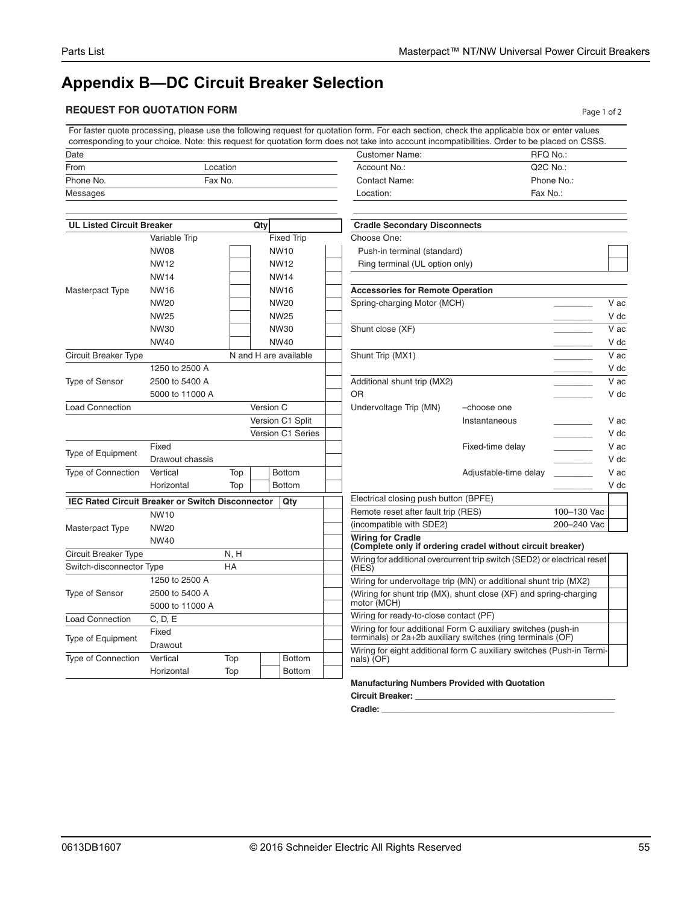# Appendix B—DC Circuit Breaker Selection

### REQUEST FOR QUOTATION FORM

Page 1 of 2

For faster quote processing, please use the following request for quotation form. For each section, check the applicable box or enter values corresponding to your choice. Note: this request for quotation form does not take into account incompatibilities. Order to be placed on CSSS.

| | | | |
|---|---|---|---|
| Date | | Customer Name: | RFQ No.: |
| From | Location | Account No.: | Q2C No.: |
| Phone No. | Fax No. | Contact Name: | Phone No.: |
| Messages | | Location: | Fax No.: |

| UL Listed Circuit Breaker | | | Qty | |
|---|---|---|---|---|
| | Variable Trip | | Fixed Trip | |
| Masterpact Type | NW08 | | NW10 | |
| | NW12 | | NW12 | |
| | NW14 | | NW14 | |
| | NW16 | | NW16 | |
| | NW20 | | NW20 | |
| | NW25 | | NW25 | |
| | NW30 | | NW30 | |
| | NW40 | | NW40 | |
| Circuit Breaker Type | | N and H are available | | |
| Type of Sensor | 1250 to 2500 A | | | |
| | 2500 to 5400 A | | | |
| | 5000 to 11000 A | | | |
| Load Connection | | | Version C | |
| | | | Version C1 Split | |
| | | | Version C1 Series | |
| Type of Equipment | Fixed | | | |
| | Drawout chassis | | | |
| Type of Connection | Vertical | Top | Bottom | |
| | Horizontal | Top | Bottom | |

| IEC Rated Circuit Breaker or Switch Disconnector | | | Qty | |
|---|---|---|---|---|
| Masterpact Type | NW10 | | | |
| | NW20 | | | |
| | NW40 | | | |
| Circuit Breaker Type | | N, H | | |
| Switch-disconnector Type | | HA | | |
| Type of Sensor | 1250 to 2500 A | | | |
| | 2500 to 5400 A | | | |
| | 5000 to 11000 A | | | |
| Load Connection | C, D, E | | | |
| Type of Equipment | Fixed | | | |
| | Drawout | | | |
| Type of Connection | Vertical | Top | Bottom | |
| | Horizontal | Top | Bottom | |

| Cradle Secondary Disconnects | |
|---|---|
| Choose One: | |
| Push-in terminal (standard) | |
| Ring terminal (UL option only) | |

| Accessories for Remote Operation | | | |
|---|---|---|---|
| Spring-charging Motor (MCH) | | ________ | V ac |
| | | ________ | V dc |
| Shunt close (XF) | | ________ | V ac |
| | | ________ | V dc |
| Shunt Trip (MX1) | | ________ | V ac |
| | | ________ | V dc |
| Additional shunt trip (MX2) | | ________ | V ac |
| OR | | ________ | V dc |
| Undervoltage Trip (MN) | –choose one | | |
| | Instantaneous | ________ | V ac |
| | | ________ | V dc |
| | Fixed-time delay | ________ | V ac |
| | | ________ | V dc |
| | Adjustable-time delay | ________ | V ac |
| | | ________ | V dc |
| Electrical closing push button (BPFE) | | | |
| Remote reset after fault trip (RES) | | 100–130 Vac | |
| (incompatible with SDE2) | | 200–240 Vac | |

| Wiring for Cradle (Complete only if ordering cradel without circuit breaker) | |
|---|---|
| Wiring for additional overcurrent trip switch (SED2) or electrical reset (RES) | |
| Wiring for undervoltage trip (MN) or additional shunt trip (MX2) | |
| (Wiring for shunt trip (MX), shunt close (XF) and spring-charging motor (MCH) | |
| Wiring for ready-to-close contact (PF) | |
| Wiring for four additional Form C auxiliary switches (push-in terminals) or 2a+2b auxiliary switches (ring terminals (OF) | |
| Wiring for eight additional form C auxiliary switches (Push-in Terminals) (OF) | |

**Manufacturing Numbers Provided with Quotation**

**Circuit Breaker:** ________________________________________

**Cradle:** ________________________________________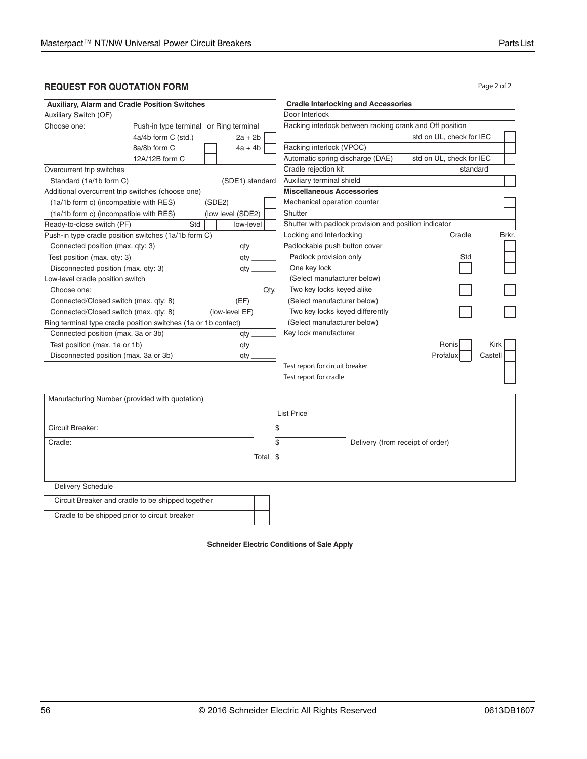## REQUEST FOR QUOTATION FORM

Page 2 of 2

| Auxiliary, Alarm and Cradle Position Switches | | | |
|---|---|---|---|
| Auxiliary Switch (OF) | | | |
| Choose one: | Push-in type terminal | or Ring terminal | |
| | 4a/4b form C (std.) | 2a + 2b | ☐ |
| | 8a/8b form C ☐ | 4a + 4b | ☐ |
| | 12A/12B form C ☐ | | |
| Overcurrent trip switches | | | |
| Standard (1a/1b form C) | | (SDE1) standard | |
| Additional overcurrent trip switches (choose one) | | | |
| (1a/1b form c) (incompatible with RES) | | (SDE2) | ☐ |
| (1a/1b form c) (incompatible with RES) | | (low level (SDE2) | ☐ |
| Ready-to-close switch (PF) | Std ☐ | low-level | ☐ |
| Push-in type cradle position switches (1a/1b form C) | | | |
| Connected position (max. qty: 3) | | qty ______ | |
| Test position (max. qty: 3) | | qty ______ | |
| Disconnected position (max. qty: 3) | | qty ______ | |
| Low-level cradle position switch | | | |
| Choose one: | | | Qty. |
| Connected/Closed switch (max. qty: 8) | | (EF) ______ | |
| Connected/Closed switch (max. qty: 8) | | (low-level EF) ______ | |
| Ring terminal type cradle position switches (1a or 1b contact) | | | |
| Connected position (max. 3a or 3b) | | qty ______ | |
| Test position (max. 1a or 1b) | | qty ______ | |
| Disconnected position (max. 3a or 3b) | | qty ______ | |

| Cradle Interlocking and Accessories | | |
|---|---|---|
| Door Interlock | | |
| Racking interlock between racking crank and Off position | | |
| | std on UL, check for IEC | ☐ |
| Racking interlock (VPOC) | | ☐ |
| Automatic spring discharge (DAE) | std on UL, check for IEC | ☐ |
| Cradle rejection kit | standard | |
| Auxiliary terminal shield | | ☐ |
| **Miscellaneous Accessories** | | |
| Mechanical operation counter | | ☐ |
| Shutter | | ☐ |
| Shutter with padlock provision and position indicator | | ☐ |

| Locking and Interlocking | Cradle | Brkr. |
|---|---|---|
| Padlockable push button cover | | ☐ |
| Padlock provision only | Std | ☐ |
| One key lock (Select manufacturer below) | ☐ | ☐ |
| Two key locks keyed alike (Select manufacturer below) | ☐ | ☐ |
| Two key locks keyed differently (Select manufacturer below) | ☐ | ☐ |

| Key lock manufacturer | | |
|---|---|---|
| | Ronis ☐ | Kirk ☐ |
| | Profalux ☐ | Castell ☐ |

| | |
|---|---|
| Test report for circuit breaker | ☐ |
| Test report for cradle | ☐ |

Manufacturing Number (provided with quotation)

| | List Price | |
|---|---|---|
| Circuit Breaker: | $ | |
| Cradle: | $ | Delivery (from receipt of order) |
| Total | $ | |

| Delivery Schedule | |
|---|---|
| Circuit Breaker and cradle to be shipped together | ☐ |
| Cradle to be shipped prior to circuit breaker | ☐ |

**Schneider Electric Conditions of Sale Apply**